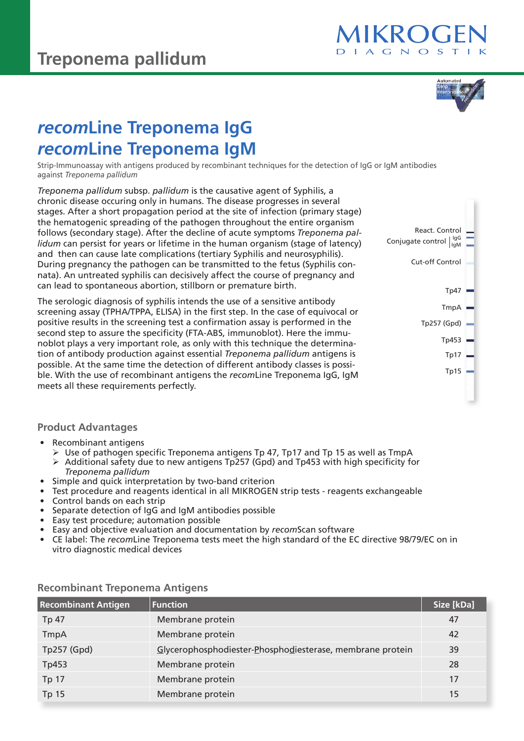# Treponema pallidum

MIKROGEN
DIAGNOSTIK

## *recom*Line Treponema IgG
## *recom*Line Treponema IgM

Strip-Immunoassay with antigens produced by recombinant techniques for the detection of IgG or IgM antibodies against *Treponema pallidum*

*Treponema pallidum* subsp. *pallidum* is the causative agent of Syphilis, a chronic disease occuring only in humans. The disease progresses in several stages. After a short propagation period at the site of infection (primary stage) the hematogenic spreading of the pathogen throughout the entire organism follows (secondary stage). After the decline of acute symptoms *Treponema pallidum* can persist for years or lifetime in the human organism (stage of latency) and then can cause late complications (tertiary Syphilis and neurosyphilis). During pregnancy the pathogen can be transmitted to the fetus (Syphilis connata). An untreated syphilis can decisively affect the course of pregnancy and can lead to spontaneous abortion, stillborn or premature birth.

The serologic diagnosis of syphilis intends the use of a sensitive antibody screening assay (TPHA/TPPA, ELISA) in the first step. In the case of equivocal or positive results in the screening test a confirmation assay is performed in the second step to assure the specificity (FTA-ABS, immunoblot). Here the immunoblot plays a very important role, as only with this technique the determination of antibody production against essential *Treponema pallidum* antigens is possible. At the same time the detection of different antibody classes is possible. With the use of recombinant antigens the *recom*Line Treponema IgG, IgM meets all these requirements perfectly.

React. Control
Conjugate control IgG IgM
Cut-off Control
Tp47
TmpA
Tp257 (Gpd)
Tp453
Tp17
Tp15

### Product Advantages

- Recombinant antigens
  - Use of pathogen specific Treponema antigens Tp 47, Tp17 and Tp 15 as well as TmpA
  - Additional safety due to new antigens Tp257 (Gpd) and Tp453 with high specificity for *Treponema pallidum*
- Simple and quick interpretation by two-band criterion
- Test procedure and reagents identical in all MIKROGEN strip tests - reagents exchangeable
- Control bands on each strip
- Separate detection of IgG and IgM antibodies possible
- Easy test procedure; automation possible
- Easy and objective evaluation and documentation by *recom*Scan software
- CE label: The *recom*Line Treponema tests meet the high standard of the EC directive 98/79/EC on in vitro diagnostic medical devices

### Recombinant Treponema Antigens

| Recombinant Antigen | Function | Size [kDa] |
|---|---|---|
| Tp 47 | Membrane protein | 47 |
| TmpA | Membrane protein | 42 |
| Tp257 (Gpd) | Glycerophosphodiester-Phosphodiesterase, membrane protein | 39 |
| Tp453 | Membrane protein | 28 |
| Tp 17 | Membrane protein | 17 |
| Tp 15 | Membrane protein | 15 |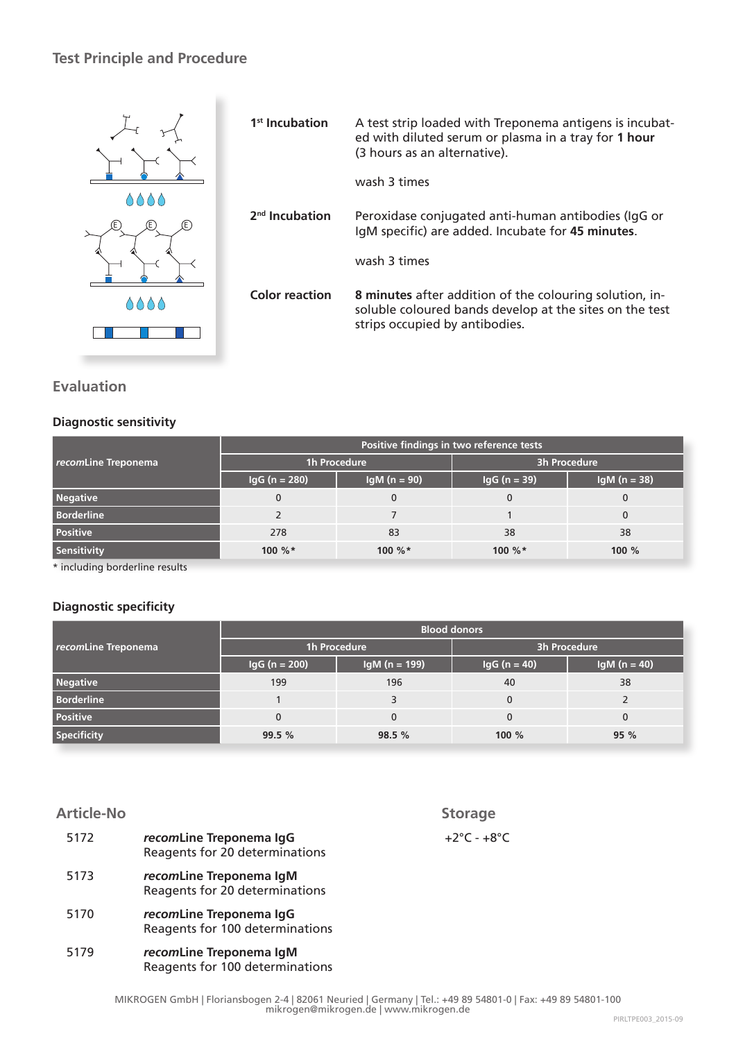## Test Principle and Procedure

**1st Incubation**

A test strip loaded with Treponema antigens is incubated with diluted serum or plasma in a tray for **1 hour** (3 hours as an alternative).

wash 3 times

**2nd Incubation**

Peroxidase conjugated anti-human antibodies (IgG or IgM specific) are added. Incubate for **45 minutes**.

wash 3 times

**Color reaction**

**8 minutes** after addition of the colouring solution, insoluble coloured bands develop at the sites on the test strips occupied by antibodies.

## Evaluation

### Diagnostic sensitivity

| *recom*Line Treponema | Positive findings in two reference tests | | | |
|---|---|---|---|---|
| | 1h Procedure | | 3h Procedure | |
| | IgG (n = 280) | IgM (n = 90) | IgG (n = 39) | IgM (n = 38) |
| Negative | 0 | 0 | 0 | 0 |
| Borderline | 2 | 7 | 1 | 0 |
| Positive | 278 | 83 | 38 | 38 |
| Sensitivity | 100 %* | 100 %* | 100 %* | 100 % |

* including borderline results

### Diagnostic specificity

| *recom*Line Treponema | Blood donors | | | |
|---|---|---|---|---|
| | 1h Procedure | | 3h Procedure | |
| | IgG (n = 200) | IgM (n = 199) | IgG (n = 40) | IgM (n = 40) |
| Negative | 199 | 196 | 40 | 38 |
| Borderline | 1 | 3 | 0 | 2 |
| Positive | 0 | 0 | 0 | 0 |
| Specificity | 99.5 % | 98.5 % | 100 % | 95 % |

## Article-No

5172 ***recom*****Line Treponema IgG**
Reagents for 20 determinations

5173 ***recom*****Line Treponema IgM**
Reagents for 20 determinations

5170 ***recom*****Line Treponema IgG**
Reagents for 100 determinations

5179 ***recom*****Line Treponema IgM**
Reagents for 100 determinations

## Storage

+2°C - +8°C

MIKROGEN GmbH | Floriansbogen 2-4 | 82061 Neuried | Germany | Tel.: +49 89 54801-0 | Fax: +49 89 54801-100
mikrogen@mikrogen.de | www.mikrogen.de

PIRLTPE003_2015-09